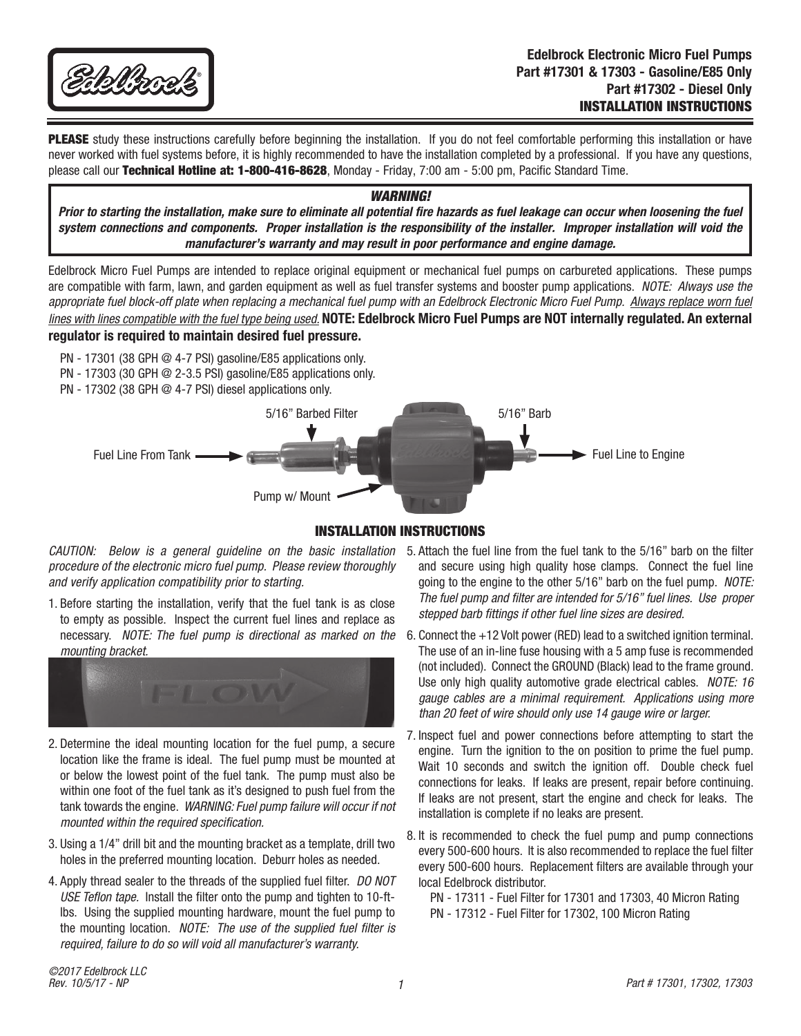Edelbrock

# Edelbrock Electronic Micro Fuel Pumps
## Part #17301 & 17303 - Gasoline/E85 Only
## Part #17302 - Diesel Only
## INSTALLATION INSTRUCTIONS

**PLEASE** study these instructions carefully before beginning the installation. If you do not feel comfortable performing this installation or have never worked with fuel systems before, it is highly recommended to have the installation completed by a professional. If you have any questions, please call our **Technical Hotline at: 1-800-416-8628**, Monday - Friday, 7:00 am - 5:00 pm, Pacific Standard Time.

***WARNING!***
***Prior to starting the installation, make sure to eliminate all potential fire hazards as fuel leakage can occur when loosening the fuel system connections and components. Proper installation is the responsibility of the installer. Improper installation will void the manufacturer's warranty and may result in poor performance and engine damage.***

Edelbrock Micro Fuel Pumps are intended to replace original equipment or mechanical fuel pumps on carbureted applications. These pumps are compatible with farm, lawn, and garden equipment as well as fuel transfer systems and booster pump applications. *NOTE: Always use the appropriate fuel block-off plate when replacing a mechanical fuel pump with an Edelbrock Electronic Micro Fuel Pump. Always replace worn fuel lines with lines compatible with the fuel type being used.* **NOTE: Edelbrock Micro Fuel Pumps are NOT internally regulated. An external regulator is required to maintain desired fuel pressure.**

PN - 17301 (38 GPH @ 4-7 PSI) gasoline/E85 applications only.
PN - 17303 (30 GPH @ 2-3.5 PSI) gasoline/E85 applications only.
PN - 17302 (38 GPH @ 4-7 PSI) diesel applications only.

Fuel Line From Tank → 5/16" Barbed Filter — Pump w/ Mount — 5/16" Barb → Fuel Line to Engine

## INSTALLATION INSTRUCTIONS

*CAUTION: Below is a general guideline on the basic installation procedure of the electronic micro fuel pump. Please review thoroughly and verify application compatibility prior to starting.*

1. Before starting the installation, verify that the fuel tank is as close to empty as possible. Inspect the current fuel lines and replace as necessary. *NOTE: The fuel pump is directional as marked on the mounting bracket.*

   FLOW

2. Determine the ideal mounting location for the fuel pump, a secure location like the frame is ideal. The fuel pump must be mounted at or below the lowest point of the fuel tank. The pump must also be within one foot of the fuel tank as it's designed to push fuel from the tank towards the engine. *WARNING: Fuel pump failure will occur if not mounted within the required specification.*

3. Using a 1/4" drill bit and the mounting bracket as a template, drill two holes in the preferred mounting location. Deburr holes as needed.

4. Apply thread sealer to the threads of the supplied fuel filter. *DO NOT USE Teflon tape.* Install the filter onto the pump and tighten to 10-ft-lbs. Using the supplied mounting hardware, mount the fuel pump to the mounting location. *NOTE: The use of the supplied fuel filter is required, failure to do so will void all manufacturer's warranty.*

5. Attach the fuel line from the fuel tank to the 5/16" barb on the filter and secure using high quality hose clamps. Connect the fuel line going to the engine to the other 5/16" barb on the fuel pump. *NOTE: The fuel pump and filter are intended for 5/16" fuel lines. Use proper stepped barb fittings if other fuel line sizes are desired.*

6. Connect the +12 Volt power (RED) lead to a switched ignition terminal. The use of an in-line fuse housing with a 5 amp fuse is recommended (not included). Connect the GROUND (Black) lead to the frame ground. Use only high quality automotive grade electrical cables. *NOTE: 16 gauge cables are a minimal requirement. Applications using more than 20 feet of wire should only use 14 gauge wire or larger.*

7. Inspect fuel and power connections before attempting to start the engine. Turn the ignition to the on position to prime the fuel pump. Wait 10 seconds and switch the ignition off. Double check fuel connections for leaks. If leaks are present, repair before continuing. If leaks are not present, start the engine and check for leaks. The installation is complete if no leaks are present.

8. It is recommended to check the fuel pump and pump connections every 500-600 hours. It is also recommended to replace the fuel filter every 500-600 hours. Replacement filters are available through your local Edelbrock distributor.

   PN - 17311 - Fuel Filter for 17301 and 17303, 40 Micron Rating
   PN - 17312 - Fuel Filter for 17302, 100 Micron Rating

*©2017 Edelbrock LLC*
*Rev. 10/5/17 - NP*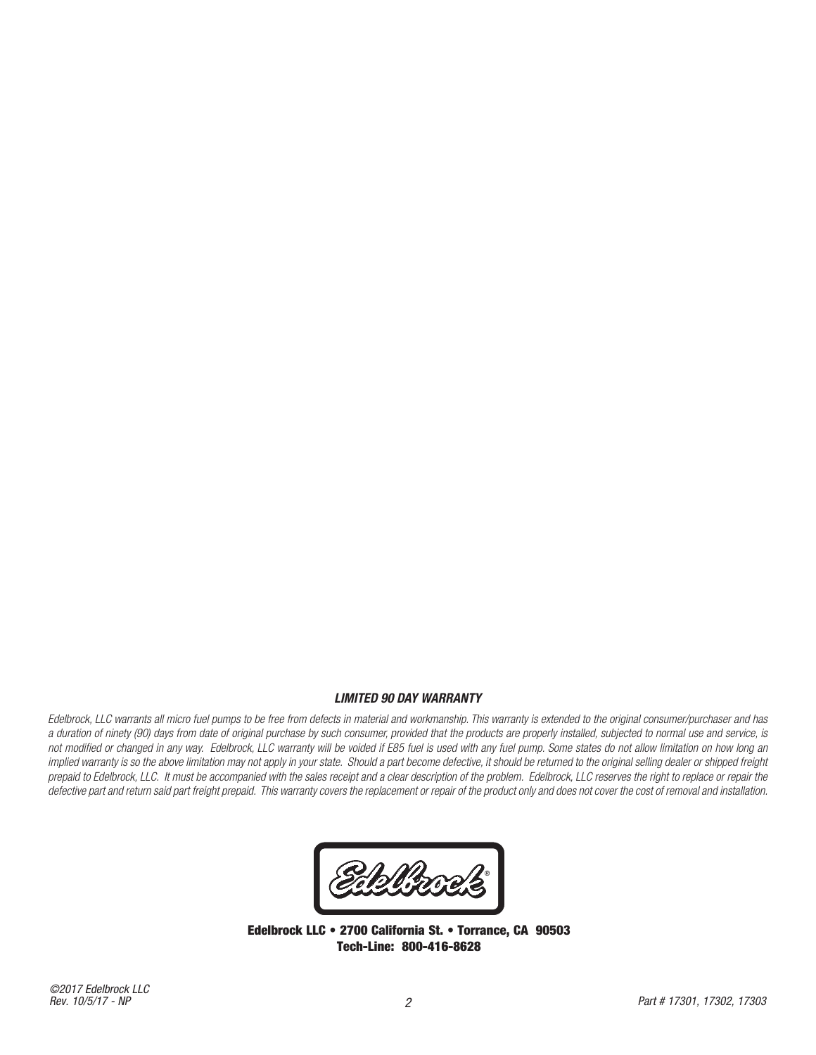### *LIMITED 90 DAY WARRANTY*

*Edelbrock, LLC warrants all micro fuel pumps to be free from defects in material and workmanship. This warranty is extended to the original consumer/purchaser and has a duration of ninety (90) days from date of original purchase by such consumer, provided that the products are properly installed, subjected to normal use and service, is not modified or changed in any way. Edelbrock, LLC warranty will be voided if E85 fuel is used with any fuel pump. Some states do not allow limitation on how long an implied warranty is so the above limitation may not apply in your state. Should a part become defective, it should be returned to the original selling dealer or shipped freight prepaid to Edelbrock, LLC. It must be accompanied with the sales receipt and a clear description of the problem. Edelbrock, LLC reserves the right to replace or repair the defective part and return said part freight prepaid. This warranty covers the replacement or repair of the product only and does not cover the cost of removal and installation.*

Edelbrock®

**Edelbrock LLC • 2700 California St. • Torrance, CA 90503**
**Tech-Line: 800-416-8628**

*©2017 Edelbrock LLC*
*Rev. 10/5/17 - NP*

*Part # 17301, 17302, 17303*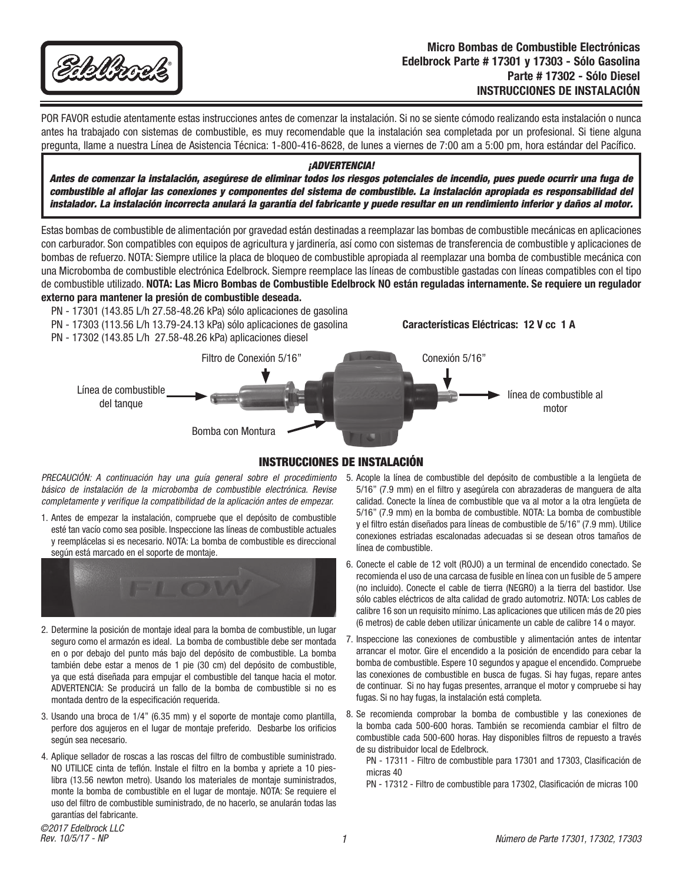# Micro Bombas de Combustible Electrónicas
## Edelbrock Parte # 17301 y 17303 - Sólo Gasolina
## Parte # 17302 - Sólo Diesel
## INSTRUCCIONES DE INSTALACIÓN

POR FAVOR estudie atentamente estas instrucciones antes de comenzar la instalación. Si no se siente cómodo realizando esta instalación o nunca antes ha trabajado con sistemas de combustible, es muy recomendable que la instalación sea completada por un profesional. Si tiene alguna pregunta, llame a nuestra Línea de Asistencia Técnica: 1-800-416-8628, de lunes a viernes de 7:00 am a 5:00 pm, hora estándar del Pacífico.

> ***¡ADVERTENCIA!***
>
> ***Antes de comenzar la instalación, asegúrese de eliminar todos los riesgos potenciales de incendio, pues puede ocurrir una fuga de combustible al aflojar las conexiones y componentes del sistema de combustible. La instalación apropiada es responsabilidad del instalador. La instalación incorrecta anulará la garantía del fabricante y puede resultar en un rendimiento inferior y daños al motor.***

Estas bombas de combustible de alimentación por gravedad están destinadas a reemplazar las bombas de combustible mecánicas en aplicaciones con carburador. Son compatibles con equipos de agricultura y jardinería, así como con sistemas de transferencia de combustible y aplicaciones de bombas de refuerzo. NOTA: Siempre utilice la placa de bloqueo de combustible apropiada al reemplazar una bomba de combustible mecánica con una Microbomba de combustible electrónica Edelbrock. Siempre reemplace las líneas de combustible gastadas con líneas compatibles con el tipo de combustible utilizado. **NOTA: Las Micro Bombas de Combustible Edelbrock NO están reguladas internamente. Se requiere un regulador externo para mantener la presión de combustible deseada.**

PN - 17301 (143.85 L/h 27.58-48.26 kPa) sólo aplicaciones de gasolina
PN - 17303 (113.56 L/h 13.79-24.13 kPa) sólo aplicaciones de gasolina
PN - 17302 (143.85 L/h 27.58-48.26 kPa) aplicaciones diesel

**Características Eléctricas: 12 V cc 1 A**

Filtro de Conexión 5/16”
Conexión 5/16”
Línea de combustible del tanque
línea de combustible al motor
Bomba con Montura

## INSTRUCCIONES DE INSTALACIÓN

*PRECAUCIÓN: A continuación hay una guía general sobre el procedimiento básico de instalación de la microbomba de combustible electrónica. Revise completamente y verifique la compatibilidad de la aplicación antes de empezar.*

1. Antes de empezar la instalación, compruebe que el depósito de combustible esté tan vacío como sea posible. Inspeccione las líneas de combustible actuales y reemplácelas si es necesario. NOTA: La bomba de combustible es direccional según está marcado en el soporte de montaje.

FLOW

2. Determine la posición de montaje ideal para la bomba de combustible, un lugar seguro como el armazón es ideal. La bomba de combustible debe ser montada en o por debajo del punto más bajo del depósito de combustible. La bomba también debe estar a menos de 1 pie (30 cm) del depósito de combustible, ya que está diseñada para empujar el combustible del tanque hacia el motor. ADVERTENCIA: Se producirá un fallo de la bomba de combustible si no es montada dentro de la especificación requerida.
3. Usando una broca de 1/4” (6.35 mm) y el soporte de montaje como plantilla, perfore dos agujeros en el lugar de montaje preferido. Desbarbe los orificios según sea necesario.
4. Aplique sellador de roscas a las roscas del filtro de combustible suministrado. NO UTILICE cinta de teflón. Instale el filtro en la bomba y apriete a 10 pies-libra (13.56 newton metro). Usando los materiales de montaje suministrados, monte la bomba de combustible en el lugar de montaje. NOTA: Se requiere el uso del filtro de combustible suministrado, de no hacerlo, se anularán todas las garantías del fabricante.
5. Acople la línea de combustible del depósito de combustible a la lengüeta de 5/16” (7.9 mm) en el filtro y asegúrela con abrazaderas de manguera de alta calidad. Conecte la línea de combustible que va al motor a la otra lengüeta de 5/16” (7.9 mm) en la bomba de combustible. NOTA: La bomba de combustible y el filtro están diseñados para líneas de combustible de 5/16” (7.9 mm). Utilice conexiones estriadas escalonadas adecuadas si se desean otros tamaños de línea de combustible.
6. Conecte el cable de 12 volt (ROJO) a un terminal de encendido conectado. Se recomienda el uso de una carcasa de fusible en línea con un fusible de 5 ampere (no incluido). Conecte el cable de tierra (NEGRO) a la tierra del bastidor. Use sólo cables eléctricos de alta calidad de grado automotriz. NOTA: Los cables de calibre 16 son un requisito mínimo. Las aplicaciones que utilicen más de 20 pies (6 metros) de cable deben utilizar únicamente un cable de calibre 14 o mayor.
7. Inspeccione las conexiones de combustible y alimentación antes de intentar arrancar el motor. Gire el encendido a la posición de encendido para cebar la bomba de combustible. Espere 10 segundos y apague el encendido. Compruebe las conexiones de combustible en busca de fugas. Si hay fugas, repare antes de continuar. Si no hay fugas presentes, arranque el motor y compruebe si hay fugas. Si no hay fugas, la instalación está completa.
8. Se recomienda comprobar la bomba de combustible y las conexiones de la bomba cada 500-600 horas. También se recomienda cambiar el filtro de combustible cada 500-600 horas. Hay disponibles filtros de repuesto a través de su distribuidor local de Edelbrock.

   PN - 17311 - Filtro de combustible para 17301 and 17303, Clasificación de micras 40

   PN - 17312 - Filtro de combustible para 17302, Clasificación de micras 100

*©2017 Edelbrock LLC*
*Rev. 10/5/17 - NP*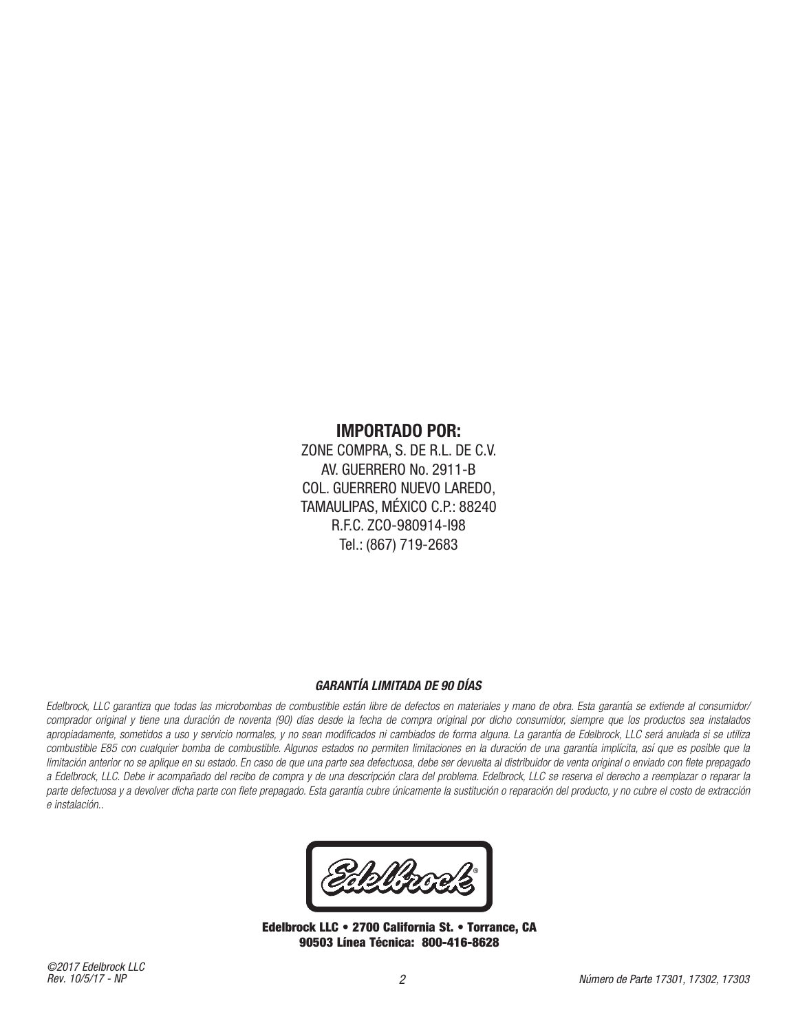**IMPORTADO POR:**

ZONE COMPRA, S. DE R.L. DE C.V.
AV. GUERRERO No. 2911-B
COL. GUERRERO NUEVO LAREDO,
TAMAULIPAS, MÉXICO C.P.: 88240
R.F.C. ZCO-980914-I98
Tel.: (867) 719-2683

***GARANTÍA LIMITADA DE 90 DÍAS***

*Edelbrock, LLC garantiza que todas las microbombas de combustible están libre de defectos en materiales y mano de obra. Esta garantía se extiende al consumidor/comprador original y tiene una duración de noventa (90) días desde la fecha de compra original por dicho consumidor, siempre que los productos sea instalados apropiadamente, sometidos a uso y servicio normales, y no sean modificados ni cambiados de forma alguna. La garantía de Edelbrock, LLC será anulada si se utiliza combustible E85 con cualquier bomba de combustible. Algunos estados no permiten limitaciones en la duración de una garantía implícita, así que es posible que la limitación anterior no se aplique en su estado. En caso de que una parte sea defectuosa, debe ser devuelta al distribuidor de venta original o enviado con flete prepagado a Edelbrock, LLC. Debe ir acompañado del recibo de compra y de una descripción clara del problema. Edelbrock, LLC se reserva el derecho a reemplazar o reparar la parte defectuosa y a devolver dicha parte con flete prepagado. Esta garantía cubre únicamente la sustitución o reparación del producto, y no cubre el costo de extracción e instalación..*

Edelbrock®

**Edelbrock LLC • 2700 California St. • Torrance, CA 90503 Línea Técnica: 800-416-8628**

*©2017 Edelbrock LLC*
*Rev. 10/5/17 - NP*

*Número de Parte 17301, 17302, 17303*